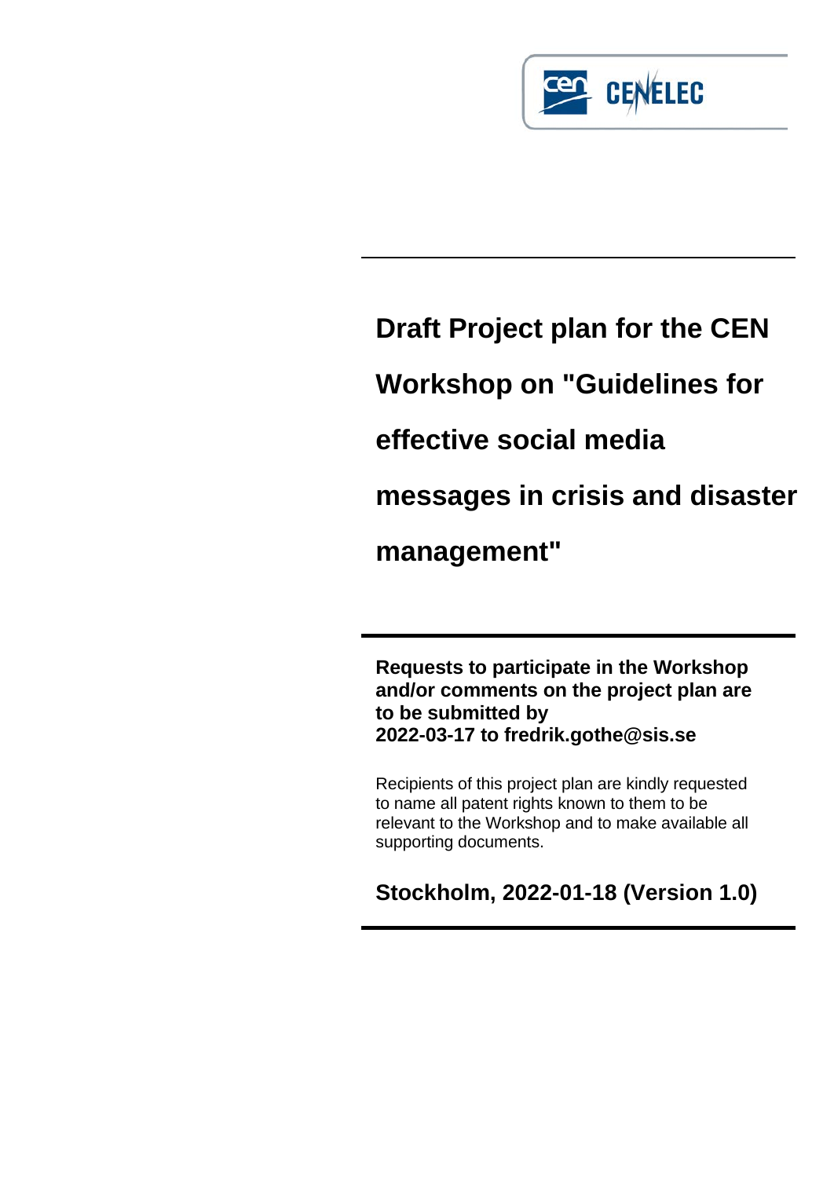# Draft Project plan for the CEN Workshop on "Guidelines for effective social media messages in crisis and disaster management"

**Requests to participate in the Workshop and/or comments on the project plan are to be submitted by 2022-03-17 to fredrik.gothe@sis.se**

Recipients of this project plan are kindly requested to name all patent rights known to them to be relevant to the Workshop and to make available all supporting documents.

**Stockholm, 2022-01-18 (Version 1.0)**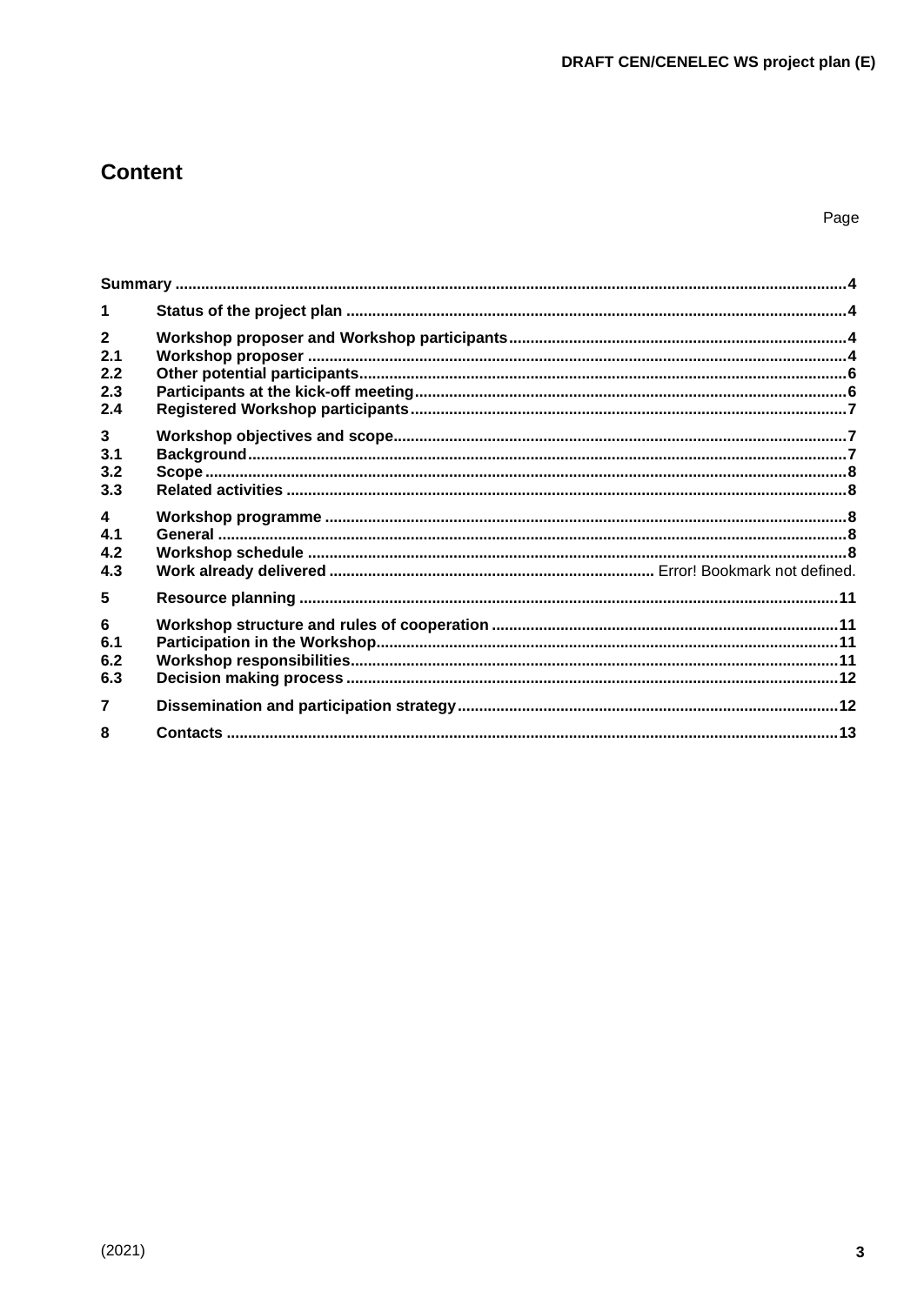# Content

| | | Page |
|---|---|---|
| **Summary** | | **4** |
| **1** | **Status of the project plan** | **4** |
| **2** | **Workshop proposer and Workshop participants** | **4** |
| **2.1** | **Workshop proposer** | **4** |
| **2.2** | **Other potential participants** | **6** |
| **2.3** | **Participants at the kick-off meeting** | **6** |
| **2.4** | **Registered Workshop participants** | **7** |
| **3** | **Workshop objectives and scope** | **7** |
| **3.1** | **Background** | **7** |
| **3.2** | **Scope** | **8** |
| **3.3** | **Related activities** | **8** |
| **4** | **Workshop programme** | **8** |
| **4.1** | **General** | **8** |
| **4.2** | **Workshop schedule** | **8** |
| **4.3** | **Work already delivered** | Error! Bookmark not defined. |
| **5** | **Resource planning** | **11** |
| **6** | **Workshop structure and rules of cooperation** | **11** |
| **6.1** | **Participation in the Workshop** | **11** |
| **6.2** | **Workshop responsibilities** | **11** |
| **6.3** | **Decision making process** | **12** |
| **7** | **Dissemination and participation strategy** | **12** |
| **8** | **Contacts** | **13** |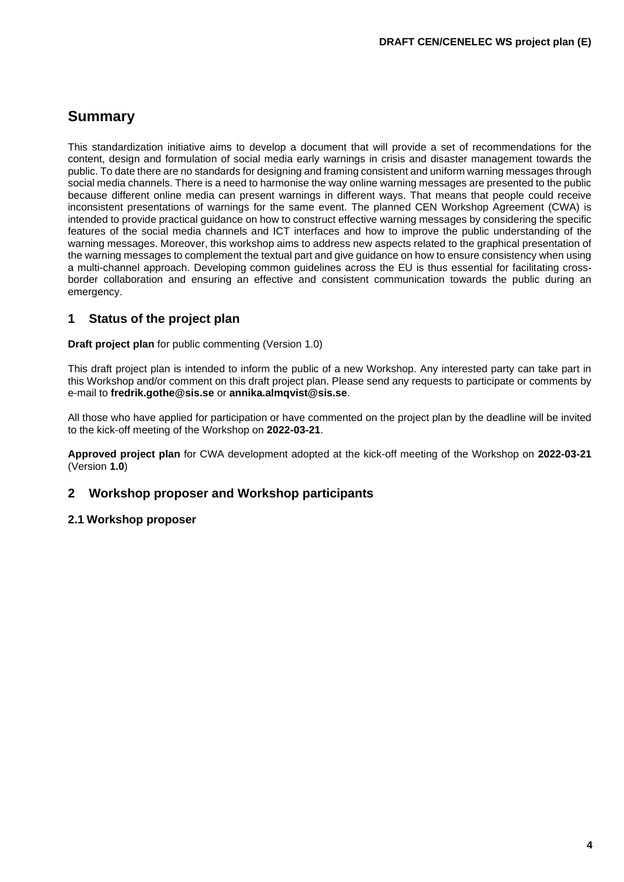# Summary

This standardization initiative aims to develop a document that will provide a set of recommendations for the content, design and formulation of social media early warnings in crisis and disaster management towards the public. To date there are no standards for designing and framing consistent and uniform warning messages through social media channels. There is a need to harmonise the way online warning messages are presented to the public because different online media can present warnings in different ways. That means that people could receive inconsistent presentations of warnings for the same event. The planned CEN Workshop Agreement (CWA) is intended to provide practical guidance on how to construct effective warning messages by considering the specific features of the social media channels and ICT interfaces and how to improve the public understanding of the warning messages. Moreover, this workshop aims to address new aspects related to the graphical presentation of the warning messages to complement the textual part and give guidance on how to ensure consistency when using a multi-channel approach. Developing common guidelines across the EU is thus essential for facilitating cross-border collaboration and ensuring an effective and consistent communication towards the public during an emergency.

## 1 Status of the project plan

**Draft project plan** for public commenting (Version 1.0)

This draft project plan is intended to inform the public of a new Workshop. Any interested party can take part in this Workshop and/or comment on this draft project plan. Please send any requests to participate or comments by e-mail to **fredrik.gothe@sis.se** or **annika.almqvist@sis.se**.

All those who have applied for participation or have commented on the project plan by the deadline will be invited to the kick-off meeting of the Workshop on **2022-03-21**.

**Approved project plan** for CWA development adopted at the kick-off meeting of the Workshop on **2022-03-21** (Version **1.0**)

## 2 Workshop proposer and Workshop participants

### 2.1 Workshop proposer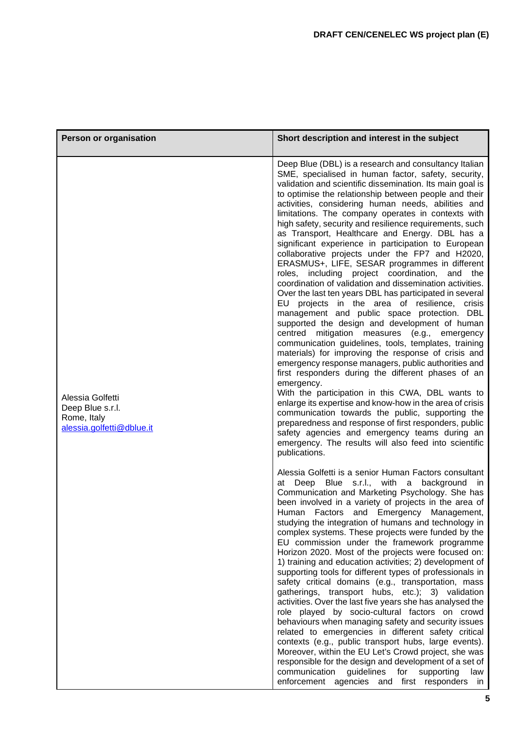| Person or organisation | Short description and interest in the subject |
|---|---|
| Alessia Golfetti<br>Deep Blue s.r.l.<br>Rome, Italy<br>alessia.golfetti@dblue.it | Deep Blue (DBL) is a research and consultancy Italian SME, specialised in human factor, safety, security, validation and scientific dissemination. Its main goal is to optimise the relationship between people and their activities, considering human needs, abilities and limitations. The company operates in contexts with high safety, security and resilience requirements, such as Transport, Healthcare and Energy. DBL has a significant experience in participation to European collaborative projects under the FP7 and H2020, ERASMUS+, LIFE, SESAR programmes in different roles, including project coordination, and the coordination of validation and dissemination activities. Over the last ten years DBL has participated in several EU projects in the area of resilience, crisis management and public space protection. DBL supported the design and development of human centred mitigation measures (e.g., emergency communication guidelines, tools, templates, training materials) for improving the response of crisis and emergency response managers, public authorities and first responders during the different phases of an emergency.<br>With the participation in this CWA, DBL wants to enlarge its expertise and know-how in the area of crisis communication towards the public, supporting the preparedness and response of first responders, public safety agencies and emergency teams during an emergency. The results will also feed into scientific publications.<br><br>Alessia Golfetti is a senior Human Factors consultant at Deep Blue s.r.l., with a background in Communication and Marketing Psychology. She has been involved in a variety of projects in the area of Human Factors and Emergency Management, studying the integration of humans and technology in complex systems. These projects were funded by the EU commission under the framework programme Horizon 2020. Most of the projects were focused on: 1) training and education activities; 2) development of supporting tools for different types of professionals in safety critical domains (e.g., transportation, mass gatherings, transport hubs, etc.); 3) validation activities. Over the last five years she has analysed the role played by socio-cultural factors on crowd behaviours when managing safety and security issues related to emergencies in different safety critical contexts (e.g., public transport hubs, large events). Moreover, within the EU Let's Crowd project, she was responsible for the design and development of a set of communication guidelines for supporting law enforcement agencies and first responders in |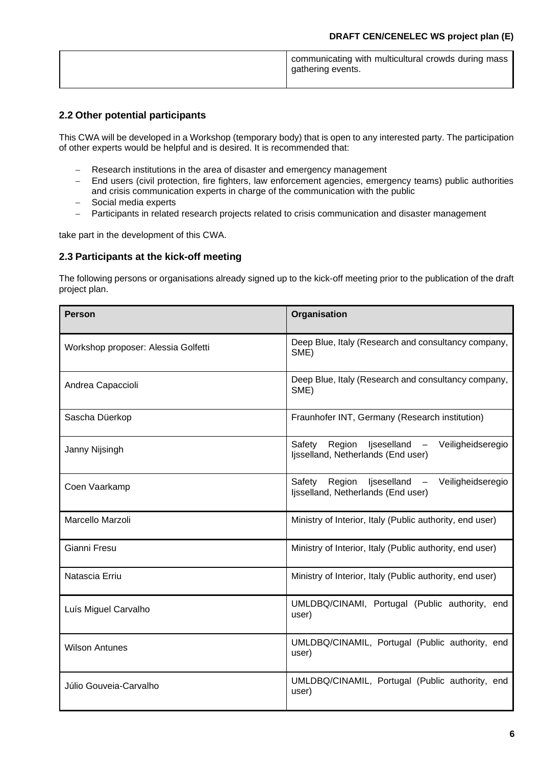| | communicating with multicultural crowds during mass gathering events. |
|---|---|

## 2.2 Other potential participants

This CWA will be developed in a Workshop (temporary body) that is open to any interested party. The participation of other experts would be helpful and is desired. It is recommended that:

- Research institutions in the area of disaster and emergency management
- End users (civil protection, fire fighters, law enforcement agencies, emergency teams) public authorities and crisis communication experts in charge of the communication with the public
- Social media experts
- Participants in related research projects related to crisis communication and disaster management

take part in the development of this CWA.

## 2.3 Participants at the kick-off meeting

The following persons or organisations already signed up to the kick-off meeting prior to the publication of the draft project plan.

| Person | Organisation |
|---|---|
| Workshop proposer: Alessia Golfetti | Deep Blue, Italy (Research and consultancy company, SME) |
| Andrea Capaccioli | Deep Blue, Italy (Research and consultancy company, SME) |
| Sascha Düerkop | Fraunhofer INT, Germany (Research institution) |
| Janny Nijsingh | Safety Region Ijsselland – Veiligheidseregio Ijsselland, Netherlands (End user) |
| Coen Vaarkamp | Safety Region Ijsselland – Veiligheidseregio Ijsselland, Netherlands (End user) |
| Marcello Marzoli | Ministry of Interior, Italy (Public authority, end user) |
| Gianni Fresu | Ministry of Interior, Italy (Public authority, end user) |
| Natascia Erriu | Ministry of Interior, Italy (Public authority, end user) |
| Luís Miguel Carvalho | UMLDBQ/CINAMI, Portugal (Public authority, end user) |
| Wilson Antunes | UMLDBQ/CINAMIL, Portugal (Public authority, end user) |
| Júlio Gouveia-Carvalho | UMLDBQ/CINAMIL, Portugal (Public authority, end user) |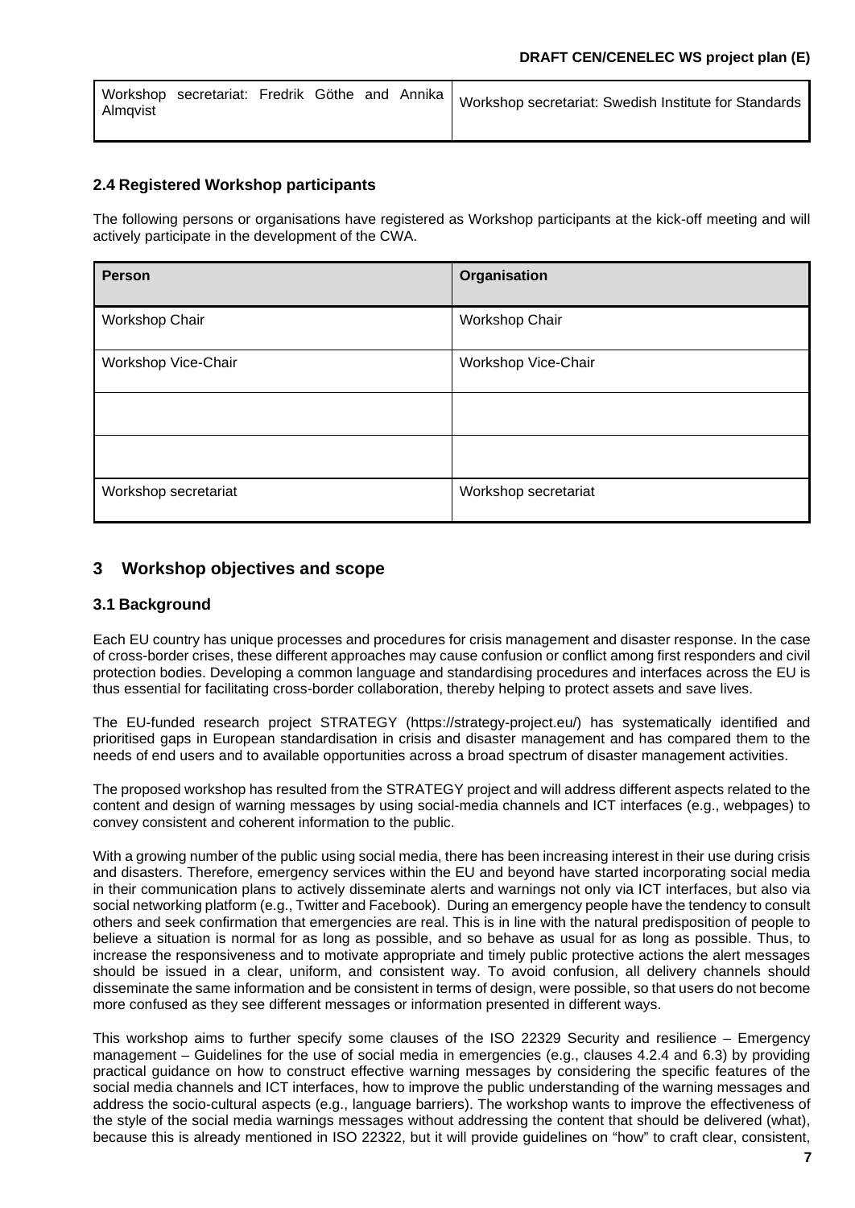| Workshop secretariat: Fredrik Göthe and Annika Almqvist | Workshop secretariat: Swedish Institute for Standards |
| --- | --- |

### 2.4 Registered Workshop participants

The following persons or organisations have registered as Workshop participants at the kick-off meeting and will actively participate in the development of the CWA.

| Person | Organisation |
| --- | --- |
| Workshop Chair | Workshop Chair |
| Workshop Vice-Chair | Workshop Vice-Chair |
| | |
| | |
| Workshop secretariat | Workshop secretariat |

## 3 Workshop objectives and scope

### 3.1 Background

Each EU country has unique processes and procedures for crisis management and disaster response. In the case of cross-border crises, these different approaches may cause confusion or conflict among first responders and civil protection bodies. Developing a common language and standardising procedures and interfaces across the EU is thus essential for facilitating cross-border collaboration, thereby helping to protect assets and save lives.

The EU-funded research project STRATEGY (https://strategy-project.eu/) has systematically identified and prioritised gaps in European standardisation in crisis and disaster management and has compared them to the needs of end users and to available opportunities across a broad spectrum of disaster management activities.

The proposed workshop has resulted from the STRATEGY project and will address different aspects related to the content and design of warning messages by using social-media channels and ICT interfaces (e.g., webpages) to convey consistent and coherent information to the public.

With a growing number of the public using social media, there has been increasing interest in their use during crisis and disasters. Therefore, emergency services within the EU and beyond have started incorporating social media in their communication plans to actively disseminate alerts and warnings not only via ICT interfaces, but also via social networking platform (e.g., Twitter and Facebook). During an emergency people have the tendency to consult others and seek confirmation that emergencies are real. This is in line with the natural predisposition of people to believe a situation is normal for as long as possible, and so behave as usual for as long as possible. Thus, to increase the responsiveness and to motivate appropriate and timely public protective actions the alert messages should be issued in a clear, uniform, and consistent way. To avoid confusion, all delivery channels should disseminate the same information and be consistent in terms of design, were possible, so that users do not become more confused as they see different messages or information presented in different ways.

This workshop aims to further specify some clauses of the ISO 22329 Security and resilience – Emergency management – Guidelines for the use of social media in emergencies (e.g., clauses 4.2.4 and 6.3) by providing practical guidance on how to construct effective warning messages by considering the specific features of the social media channels and ICT interfaces, how to improve the public understanding of the warning messages and address the socio-cultural aspects (e.g., language barriers). The workshop wants to improve the effectiveness of the style of the social media warnings messages without addressing the content that should be delivered (what), because this is already mentioned in ISO 22322, but it will provide guidelines on "how" to craft clear, consistent,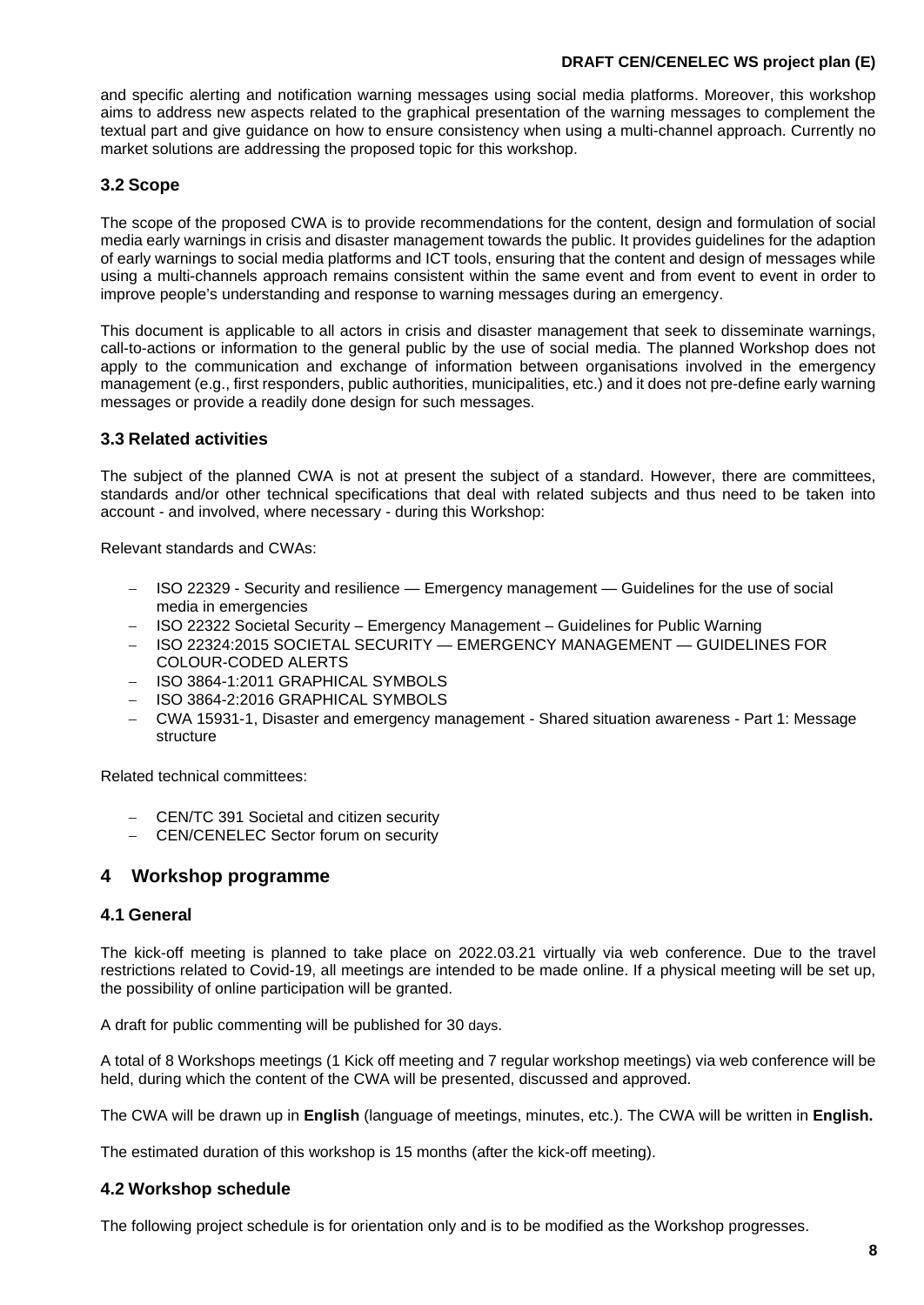and specific alerting and notification warning messages using social media platforms. Moreover, this workshop aims to address new aspects related to the graphical presentation of the warning messages to complement the textual part and give guidance on how to ensure consistency when using a multi-channel approach. Currently no market solutions are addressing the proposed topic for this workshop.

### 3.2 Scope

The scope of the proposed CWA is to provide recommendations for the content, design and formulation of social media early warnings in crisis and disaster management towards the public. It provides guidelines for the adaption of early warnings to social media platforms and ICT tools, ensuring that the content and design of messages while using a multi-channels approach remains consistent within the same event and from event to event in order to improve people's understanding and response to warning messages during an emergency.

This document is applicable to all actors in crisis and disaster management that seek to disseminate warnings, call-to-actions or information to the general public by the use of social media. The planned Workshop does not apply to the communication and exchange of information between organisations involved in the emergency management (e.g., first responders, public authorities, municipalities, etc.) and it does not pre-define early warning messages or provide a readily done design for such messages.

### 3.3 Related activities

The subject of the planned CWA is not at present the subject of a standard. However, there are committees, standards and/or other technical specifications that deal with related subjects and thus need to be taken into account - and involved, where necessary - during this Workshop:

Relevant standards and CWAs:

- ISO 22329 - Security and resilience — Emergency management — Guidelines for the use of social media in emergencies
- ISO 22322 Societal Security – Emergency Management – Guidelines for Public Warning
- ISO 22324:2015 SOCIETAL SECURITY — EMERGENCY MANAGEMENT — GUIDELINES FOR COLOUR-CODED ALERTS
- ISO 3864-1:2011 GRAPHICAL SYMBOLS
- ISO 3864-2:2016 GRAPHICAL SYMBOLS
- CWA 15931-1, Disaster and emergency management - Shared situation awareness - Part 1: Message structure

Related technical committees:

- CEN/TC 391 Societal and citizen security
- CEN/CENELEC Sector forum on security

## 4 Workshop programme

### 4.1 General

The kick-off meeting is planned to take place on 2022.03.21 virtually via web conference. Due to the travel restrictions related to Covid-19, all meetings are intended to be made online. If a physical meeting will be set up, the possibility of online participation will be granted.

A draft for public commenting will be published for 30 days.

A total of 8 Workshops meetings (1 Kick off meeting and 7 regular workshop meetings) via web conference will be held, during which the content of the CWA will be presented, discussed and approved.

The CWA will be drawn up in **English** (language of meetings, minutes, etc.). The CWA will be written in **English.**

The estimated duration of this workshop is 15 months (after the kick-off meeting).

### 4.2 Workshop schedule

The following project schedule is for orientation only and is to be modified as the Workshop progresses.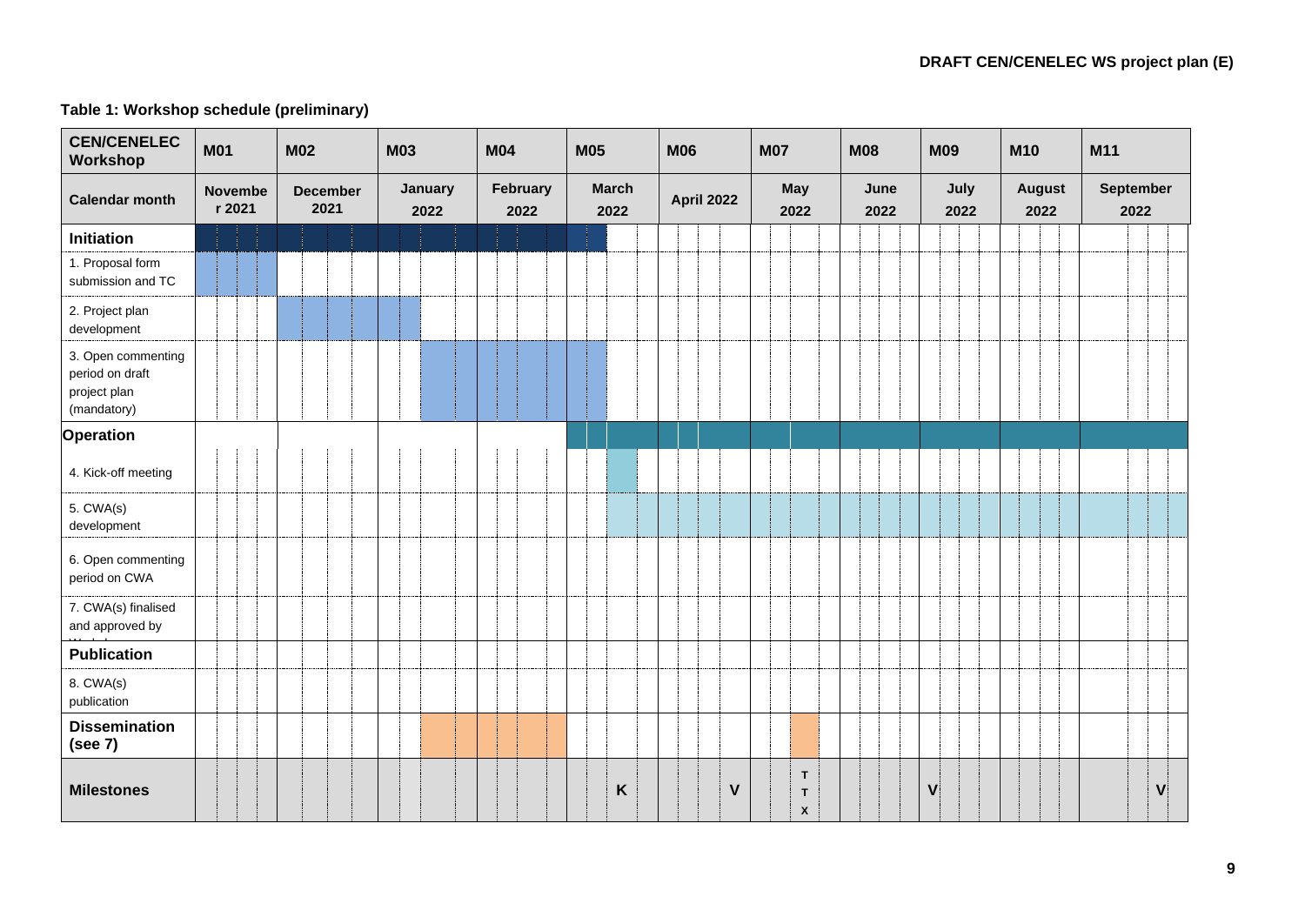**Table 1: Workshop schedule (preliminary)**

| CEN/CENELEC Workshop | M01 | M02 | M03 | M04 | M05 | M06 | M07 | M08 | M09 | M10 | M11 |
|---|---|---|---|---|---|---|---|---|---|---|---|
| Calendar month | November 2021 | December 2021 | January 2022 | February 2022 | March 2022 | April 2022 | May 2022 | June 2022 | July 2022 | August 2022 | September 2022 |
| **Initiation** | | | | | | | | | | | |
| 1. Proposal form submission and TC | | | | | | | | | | | |
| 2. Project plan development | | | | | | | | | | | |
| 3. Open commenting period on draft project plan (mandatory) | | | | | | | | | | | |
| **Operation** | | | | | | | | | | | |
| 4. Kick-off meeting | | | | | | | | | | | |
| 5. CWA(s) development | | | | | | | | | | | |
| 6. Open commenting period on CWA | | | | | | | | | | | |
| 7. CWA(s) finalised and approved by Workshop | | | | | | | | | | | |
| **Publication** | | | | | | | | | | | |
| 8. CWA(s) publication | | | | | | | | | | | |
| **Dissemination (see 7)** | | | | | | | | | | | |
| **Milestones** | | | | | K | V | T T X | | V | | V |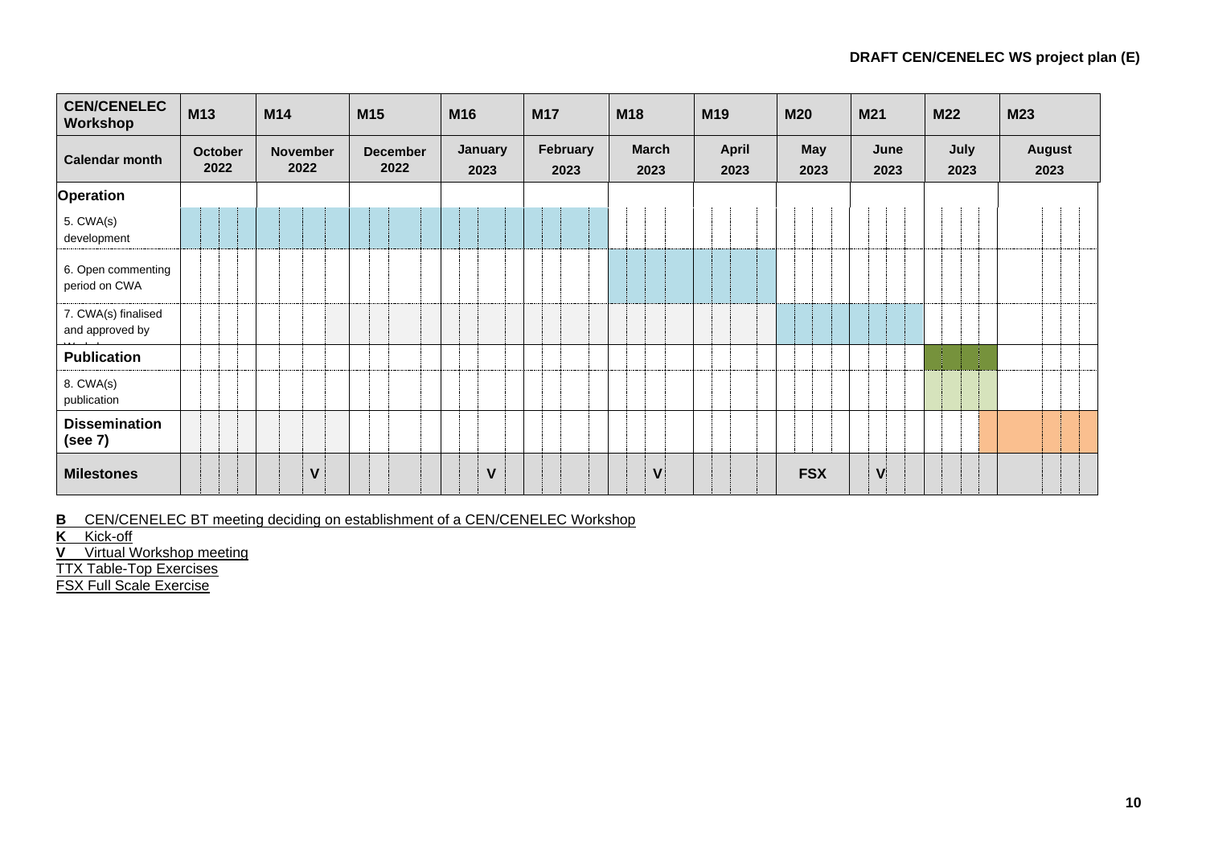**DRAFT CEN/CENELEC WS project plan (E)**

| CEN/CENELEC Workshop | M13 | M14 | M15 | M16 | M17 | M18 | M19 | M20 | M21 | M22 | M23 |
|---|---|---|---|---|---|---|---|---|---|---|---|
| Calendar month | October 2022 | November 2022 | December 2022 | January 2023 | February 2023 | March 2023 | April 2023 | May 2023 | June 2023 | July 2023 | August 2023 |
| **Operation** | | | | | | | | | | | |
| 5. CWA(s) development | | | | | | | | | | | |
| 6. Open commenting period on CWA | | | | | | | | | | | |
| 7. CWA(s) finalised and approved by Workshop | | | | | | | | | | | |
| **Publication** | | | | | | | | | | | |
| 8. CWA(s) publication | | | | | | | | | | | |
| **Dissemination (see 7)** | | | | | | | | | | | |
| **Milestones** | | V | | V | | V | | FSX | V | | |

**B** CEN/CENELEC BT meeting deciding on establishment of a CEN/CENELEC Workshop
**K** Kick-off
**V** Virtual Workshop meeting
TTX Table-Top Exercises
FSX Full Scale Exercise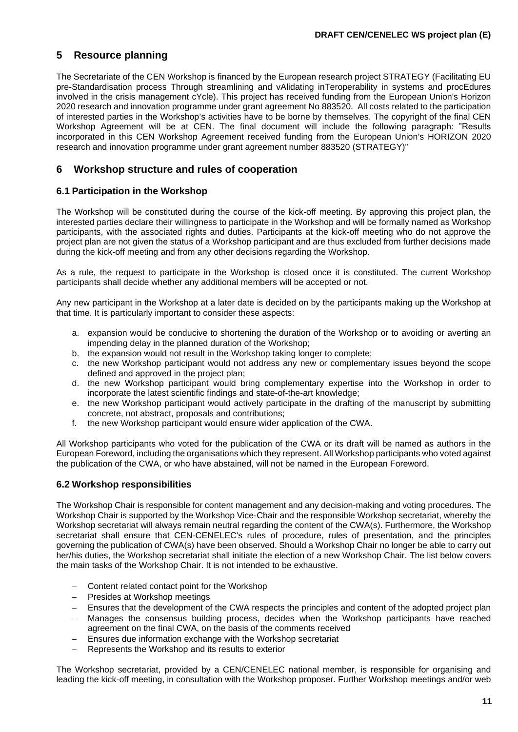# 5 Resource planning

The Secretariate of the CEN Workshop is financed by the European research project STRATEGY (Facilitating EU pre-Standardisation process Through streamlining and vAlidating inTeroperability in systems and procEdures involved in the crisis management cYcle). This project has received funding from the European Union's Horizon 2020 research and innovation programme under grant agreement No 883520. All costs related to the participation of interested parties in the Workshop's activities have to be borne by themselves. The copyright of the final CEN Workshop Agreement will be at CEN. The final document will include the following paragraph: "Results incorporated in this CEN Workshop Agreement received funding from the European Union's HORIZON 2020 research and innovation programme under grant agreement number 883520 (STRATEGY)"

# 6 Workshop structure and rules of cooperation

## 6.1 Participation in the Workshop

The Workshop will be constituted during the course of the kick-off meeting. By approving this project plan, the interested parties declare their willingness to participate in the Workshop and will be formally named as Workshop participants, with the associated rights and duties. Participants at the kick-off meeting who do not approve the project plan are not given the status of a Workshop participant and are thus excluded from further decisions made during the kick-off meeting and from any other decisions regarding the Workshop.

As a rule, the request to participate in the Workshop is closed once it is constituted. The current Workshop participants shall decide whether any additional members will be accepted or not.

Any new participant in the Workshop at a later date is decided on by the participants making up the Workshop at that time. It is particularly important to consider these aspects:

a. expansion would be conducive to shortening the duration of the Workshop or to avoiding or averting an impending delay in the planned duration of the Workshop;
b. the expansion would not result in the Workshop taking longer to complete;
c. the new Workshop participant would not address any new or complementary issues beyond the scope defined and approved in the project plan;
d. the new Workshop participant would bring complementary expertise into the Workshop in order to incorporate the latest scientific findings and state-of-the-art knowledge;
e. the new Workshop participant would actively participate in the drafting of the manuscript by submitting concrete, not abstract, proposals and contributions;
f. the new Workshop participant would ensure wider application of the CWA.

All Workshop participants who voted for the publication of the CWA or its draft will be named as authors in the European Foreword, including the organisations which they represent. All Workshop participants who voted against the publication of the CWA, or who have abstained, will not be named in the European Foreword.

## 6.2 Workshop responsibilities

The Workshop Chair is responsible for content management and any decision-making and voting procedures. The Workshop Chair is supported by the Workshop Vice-Chair and the responsible Workshop secretariat, whereby the Workshop secretariat will always remain neutral regarding the content of the CWA(s). Furthermore, the Workshop secretariat shall ensure that CEN-CENELEC's rules of procedure, rules of presentation, and the principles governing the publication of CWA(s) have been observed. Should a Workshop Chair no longer be able to carry out her/his duties, the Workshop secretariat shall initiate the election of a new Workshop Chair. The list below covers the main tasks of the Workshop Chair. It is not intended to be exhaustive.

- Content related contact point for the Workshop
- Presides at Workshop meetings
- Ensures that the development of the CWA respects the principles and content of the adopted project plan
- Manages the consensus building process, decides when the Workshop participants have reached agreement on the final CWA, on the basis of the comments received
- Ensures due information exchange with the Workshop secretariat
- Represents the Workshop and its results to exterior

The Workshop secretariat, provided by a CEN/CENELEC national member, is responsible for organising and leading the kick-off meeting, in consultation with the Workshop proposer. Further Workshop meetings and/or web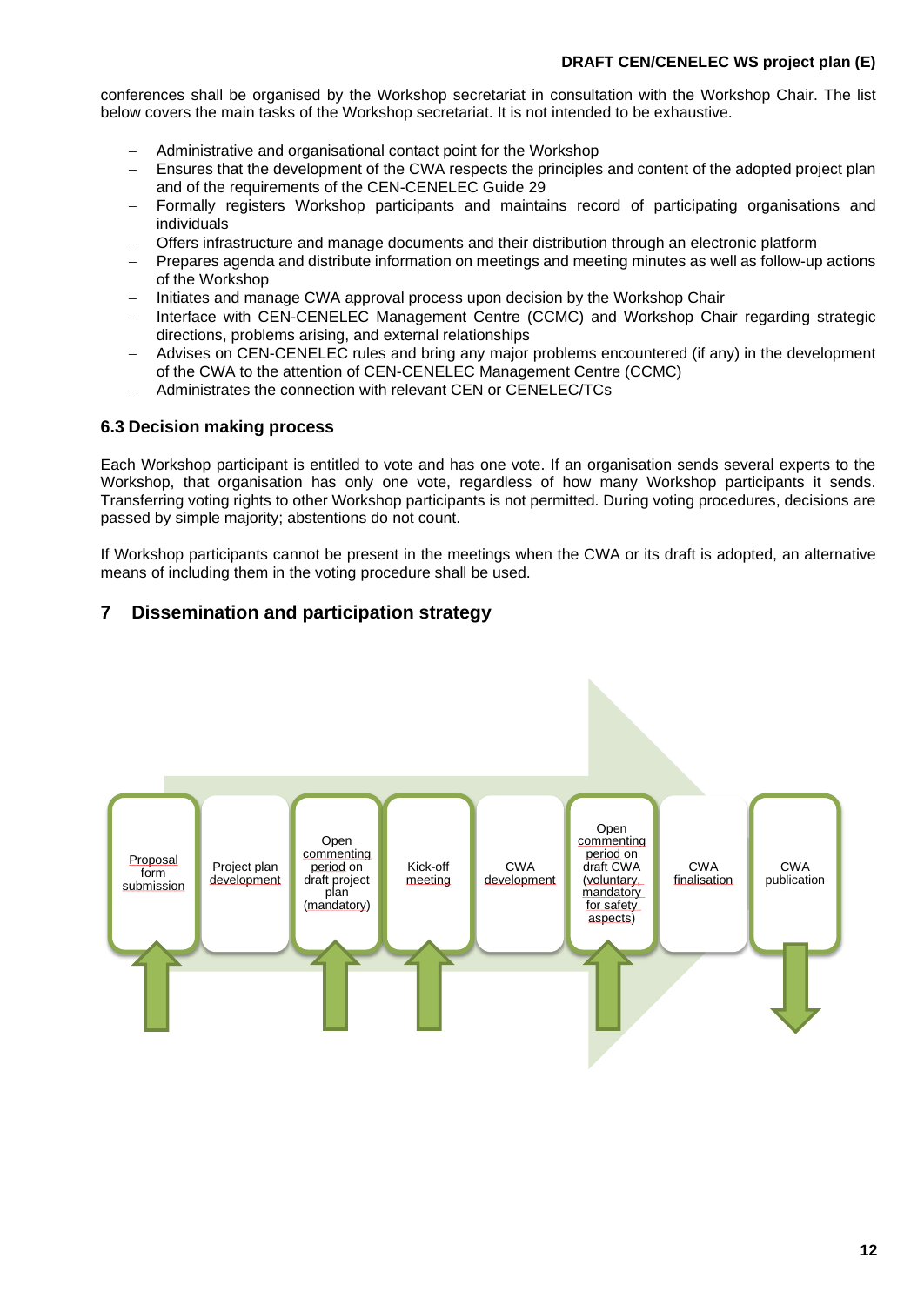conferences shall be organised by the Workshop secretariat in consultation with the Workshop Chair. The list below covers the main tasks of the Workshop secretariat. It is not intended to be exhaustive.

- Administrative and organisational contact point for the Workshop
- Ensures that the development of the CWA respects the principles and content of the adopted project plan and of the requirements of the CEN-CENELEC Guide 29
- Formally registers Workshop participants and maintains record of participating organisations and individuals
- Offers infrastructure and manage documents and their distribution through an electronic platform
- Prepares agenda and distribute information on meetings and meeting minutes as well as follow-up actions of the Workshop
- Initiates and manage CWA approval process upon decision by the Workshop Chair
- Interface with CEN-CENELEC Management Centre (CCMC) and Workshop Chair regarding strategic directions, problems arising, and external relationships
- Advises on CEN-CENELEC rules and bring any major problems encountered (if any) in the development of the CWA to the attention of CEN-CENELEC Management Centre (CCMC)
- Administrates the connection with relevant CEN or CENELEC/TCs

### 6.3 Decision making process

Each Workshop participant is entitled to vote and has one vote. If an organisation sends several experts to the Workshop, that organisation has only one vote, regardless of how many Workshop participants it sends. Transferring voting rights to other Workshop participants is not permitted. During voting procedures, decisions are passed by simple majority; abstentions do not count.

If Workshop participants cannot be present in the meetings when the CWA or its draft is adopted, an alternative means of including them in the voting procedure shall be used.

## 7 Dissemination and participation strategy

Proposal form submission | Project plan development | Open commenting period on draft project plan (mandatory) | Kick-off meeting | CWA development | Open commenting period on draft CWA (voluntary, mandatory for safety aspects) | CWA finalisation | CWA publication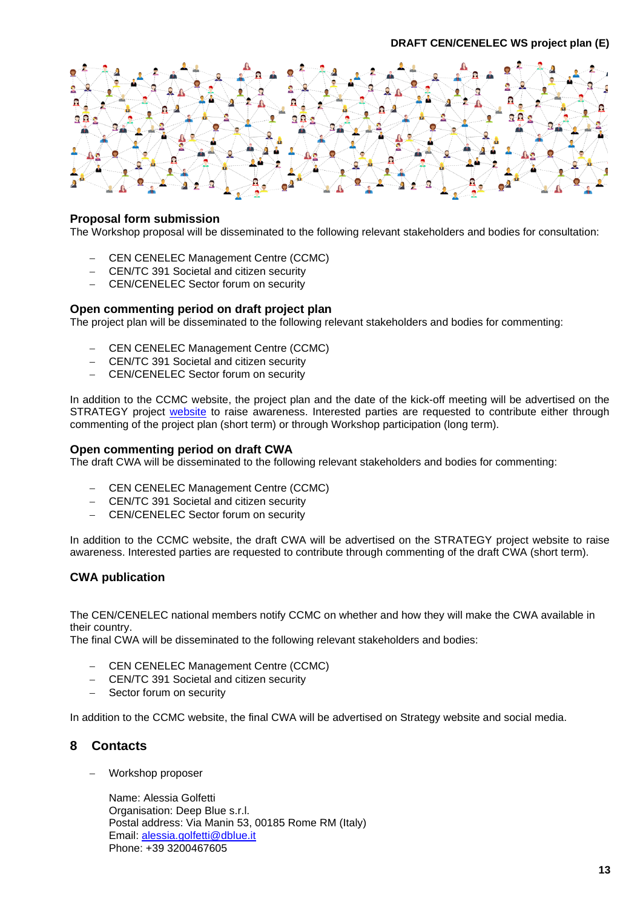### Proposal form submission

The Workshop proposal will be disseminated to the following relevant stakeholders and bodies for consultation:

- CEN CENELEC Management Centre (CCMC)
- CEN/TC 391 Societal and citizen security
- CEN/CENELEC Sector forum on security

### Open commenting period on draft project plan

The project plan will be disseminated to the following relevant stakeholders and bodies for commenting:

- CEN CENELEC Management Centre (CCMC)
- CEN/TC 391 Societal and citizen security
- CEN/CENELEC Sector forum on security

In addition to the CCMC website, the project plan and the date of the kick-off meeting will be advertised on the STRATEGY project website to raise awareness. Interested parties are requested to contribute either through commenting of the project plan (short term) or through Workshop participation (long term).

### Open commenting period on draft CWA

The draft CWA will be disseminated to the following relevant stakeholders and bodies for commenting:

- CEN CENELEC Management Centre (CCMC)
- CEN/TC 391 Societal and citizen security
- CEN/CENELEC Sector forum on security

In addition to the CCMC website, the draft CWA will be advertised on the STRATEGY project website to raise awareness. Interested parties are requested to contribute through commenting of the draft CWA (short term).

### CWA publication

The CEN/CENELEC national members notify CCMC on whether and how they will make the CWA available in their country.
The final CWA will be disseminated to the following relevant stakeholders and bodies:

- CEN CENELEC Management Centre (CCMC)
- CEN/TC 391 Societal and citizen security
- Sector forum on security

In addition to the CCMC website, the final CWA will be advertised on Strategy website and social media.

## 8 Contacts

- Workshop proposer

  Name: Alessia Golfetti
  Organisation: Deep Blue s.r.l.
  Postal address: Via Manin 53, 00185 Rome RM (Italy)
  Email: alessia.golfetti@dblue.it
  Phone: +39 3200467605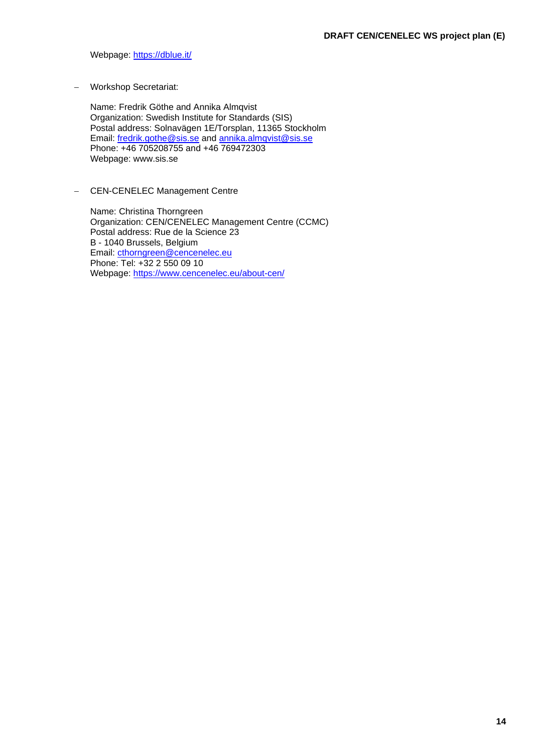Webpage: https://dblue.it/

- Workshop Secretariat:

  Name: Fredrik Göthe and Annika Almqvist
  Organization: Swedish Institute for Standards (SIS)
  Postal address: Solnavägen 1E/Torsplan, 11365 Stockholm
  Email: fredrik.gothe@sis.se and annika.almqvist@sis.se
  Phone: +46 705208755 and +46 769472303
  Webpage: www.sis.se

- CEN-CENELEC Management Centre

  Name: Christina Thorngreen
  Organization: CEN/CENELEC Management Centre (CCMC)
  Postal address: Rue de la Science 23
  B - 1040 Brussels, Belgium
  Email: cthorngreen@cencenelec.eu
  Phone: Tel: +32 2 550 09 10
  Webpage: https://www.cencenelec.eu/about-cen/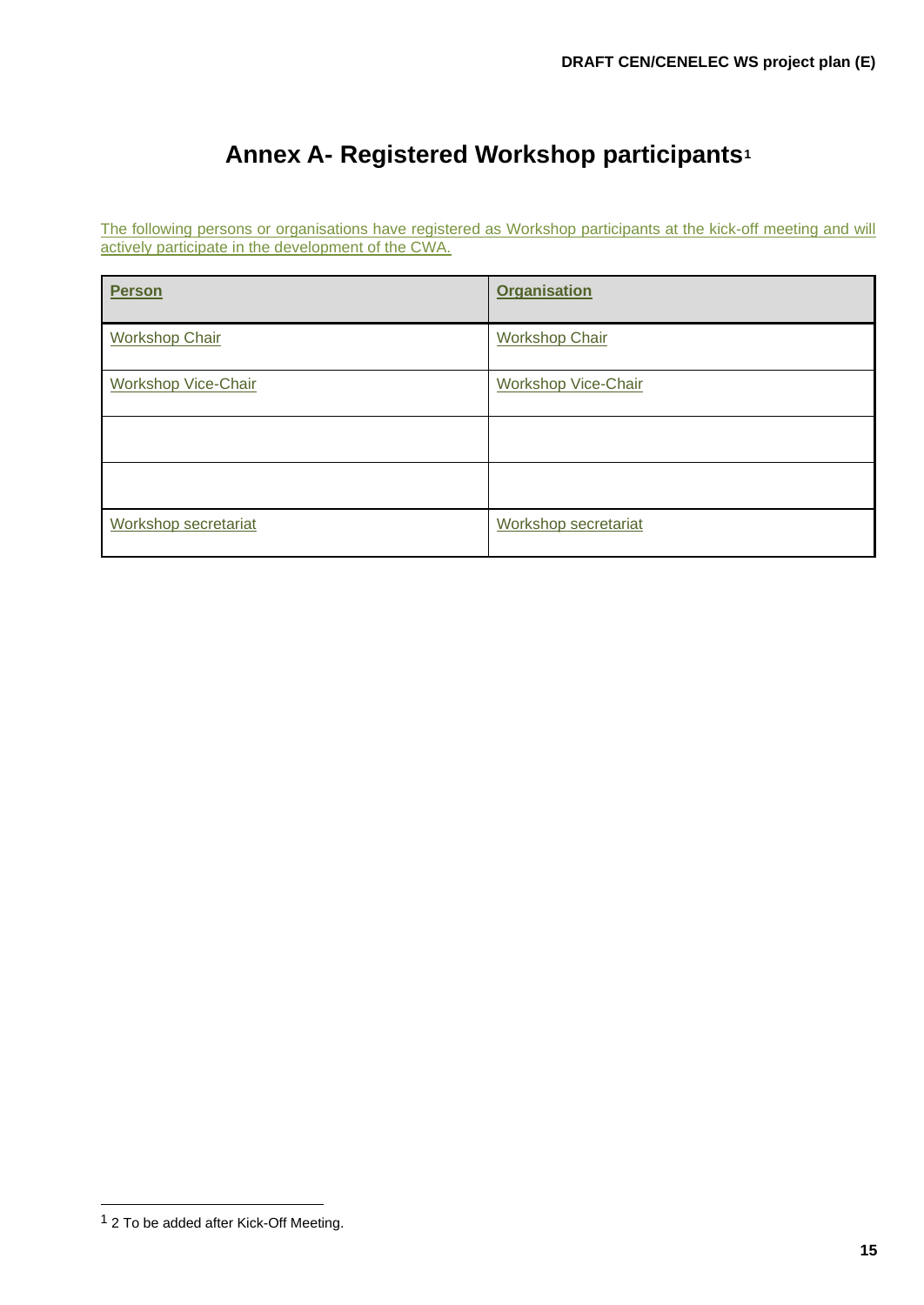# Annex A- Registered Workshop participants[1]

The following persons or organisations have registered as Workshop participants at the kick-off meeting and will actively participate in the development of the CWA.

| Person | Organisation |
|---|---|
| Workshop Chair | Workshop Chair |
| Workshop Vice-Chair | Workshop Vice-Chair |
| | |
| | |
| Workshop secretariat | Workshop secretariat |

[1] 2 To be added after Kick-Off Meeting.